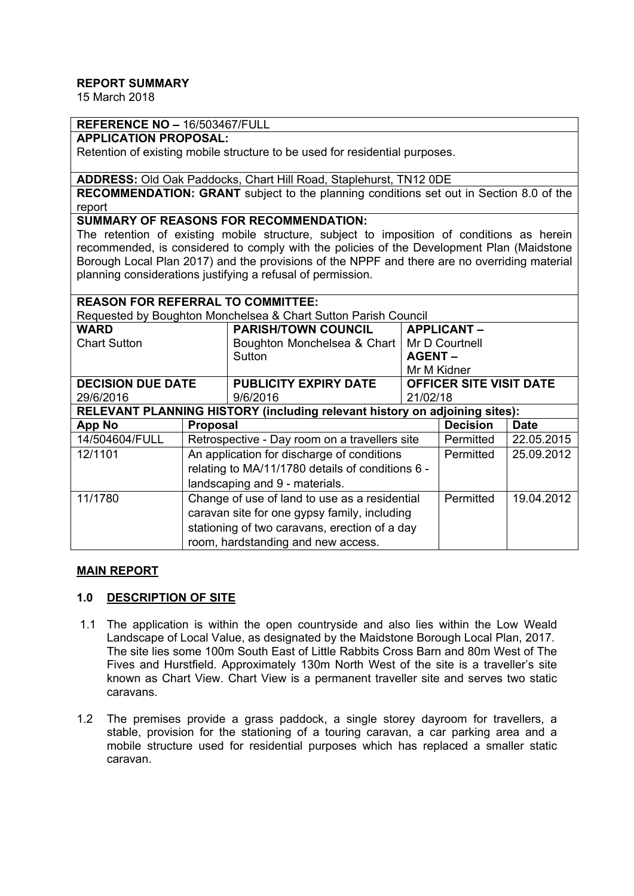**REPORT SUMMARY**

15 March 2018

**REFERENCE NO –** 16/503467/FULL

**APPLICATION PROPOSAL:**

Retention of existing mobile structure to be used for residential purposes.

**ADDRESS:** Old Oak Paddocks, Chart Hill Road, Staplehurst, TN12 0DE

**RECOMMENDATION: GRANT** subject to the planning conditions set out in Section 8.0 of the report

**SUMMARY OF REASONS FOR RECOMMENDATION:**

The retention of existing mobile structure, subject to imposition of conditions as herein recommended, is considered to comply with the policies of the Development Plan (Maidstone Borough Local Plan 2017) and the provisions of the NPPF and there are no overriding material planning considerations justifying a refusal of permission.

**REASON FOR REFERRAL TO COMMITTEE:**

Requested by Boughton Monchelsea & Chart Sutton Parish Council

| **WARD** | **PARISH/TOWN COUNCIL** | **APPLICANT –** |
|---|---|---|
| Chart Sutton | Boughton Monchelsea & Chart Sutton | Mr D Courtnell<br>**AGENT –**<br>Mr M Kidner |
| **DECISION DUE DATE** | **PUBLICITY EXPIRY DATE** | **OFFICER SITE VISIT DATE** |
| 29/6/2016 | 9/6/2016 | 21/02/18 |

**RELEVANT PLANNING HISTORY (including relevant history on adjoining sites):**

| App No | Proposal | Decision | Date |
|---|---|---|---|
| 14/504604/FULL | Retrospective - Day room on a travellers site | Permitted | 22.05.2015 |
| 12/1101 | An application for discharge of conditions relating to MA/11/1780 details of conditions 6 - landscaping and 9 - materials. | Permitted | 25.09.2012 |
| 11/1780 | Change of use of land to use as a residential caravan site for one gypsy family, including stationing of two caravans, erection of a day room, hardstanding and new access. | Permitted | 19.04.2012 |

## MAIN REPORT

### 1.0 DESCRIPTION OF SITE

1.1 The application is within the open countryside and also lies within the Low Weald Landscape of Local Value, as designated by the Maidstone Borough Local Plan, 2017. The site lies some 100m South East of Little Rabbits Cross Barn and 80m West of The Fives and Hurstfield. Approximately 130m North West of the site is a traveller's site known as Chart View. Chart View is a permanent traveller site and serves two static caravans.

1.2 The premises provide a grass paddock, a single storey dayroom for travellers, a stable, provision for the stationing of a touring caravan, a car parking area and a mobile structure used for residential purposes which has replaced a smaller static caravan.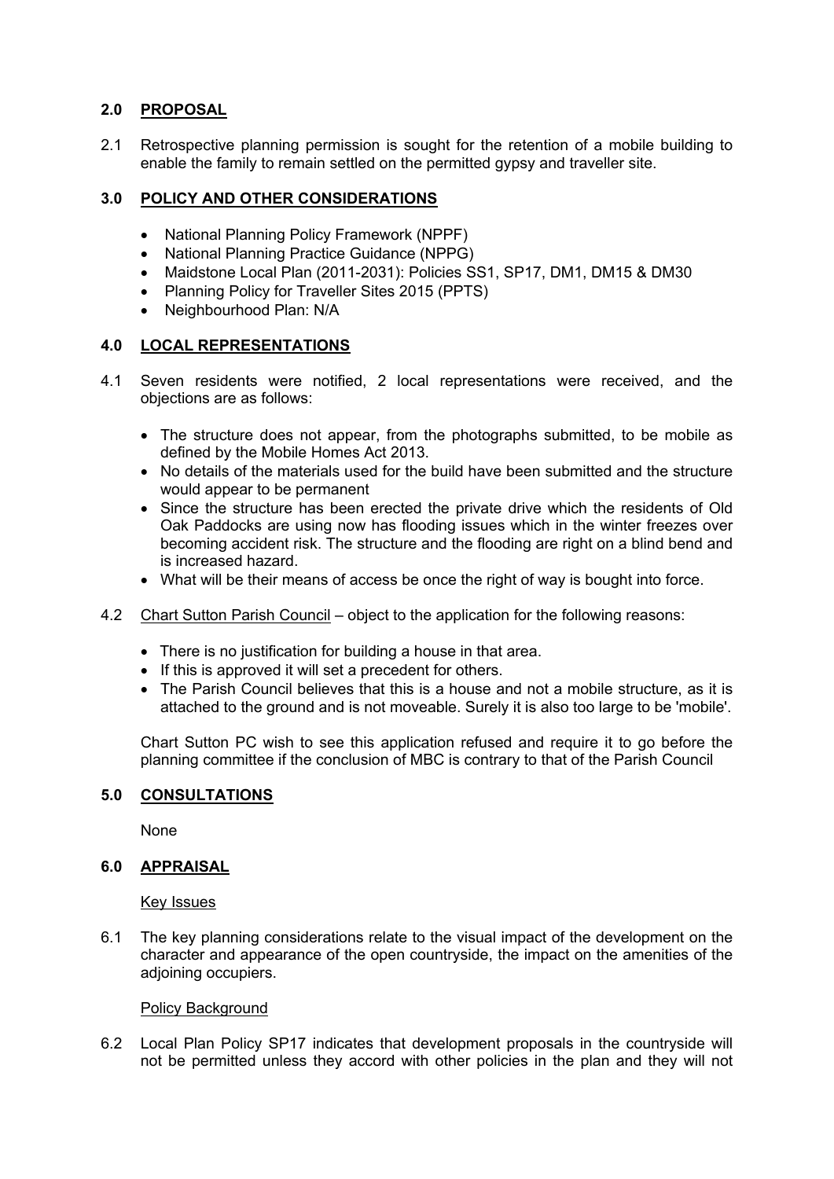## 2.0 PROPOSAL

2.1 Retrospective planning permission is sought for the retention of a mobile building to enable the family to remain settled on the permitted gypsy and traveller site.

## 3.0 POLICY AND OTHER CONSIDERATIONS

- National Planning Policy Framework (NPPF)
- National Planning Practice Guidance (NPPG)
- Maidstone Local Plan (2011-2031): Policies SS1, SP17, DM1, DM15 & DM30
- Planning Policy for Traveller Sites 2015 (PPTS)
- Neighbourhood Plan: N/A

## 4.0 LOCAL REPRESENTATIONS

4.1 Seven residents were notified, 2 local representations were received, and the objections are as follows:

- The structure does not appear, from the photographs submitted, to be mobile as defined by the Mobile Homes Act 2013.
- No details of the materials used for the build have been submitted and the structure would appear to be permanent
- Since the structure has been erected the private drive which the residents of Old Oak Paddocks are using now has flooding issues which in the winter freezes over becoming accident risk. The structure and the flooding are right on a blind bend and is increased hazard.
- What will be their means of access be once the right of way is bought into force.

4.2 Chart Sutton Parish Council – object to the application for the following reasons:

- There is no justification for building a house in that area.
- If this is approved it will set a precedent for others.
- The Parish Council believes that this is a house and not a mobile structure, as it is attached to the ground and is not moveable. Surely it is also too large to be 'mobile'.

Chart Sutton PC wish to see this application refused and require it to go before the planning committee if the conclusion of MBC is contrary to that of the Parish Council

## 5.0 CONSULTATIONS

None

## 6.0 APPRAISAL

Key Issues

6.1 The key planning considerations relate to the visual impact of the development on the character and appearance of the open countryside, the impact on the amenities of the adjoining occupiers.

Policy Background

6.2 Local Plan Policy SP17 indicates that development proposals in the countryside will not be permitted unless they accord with other policies in the plan and they will not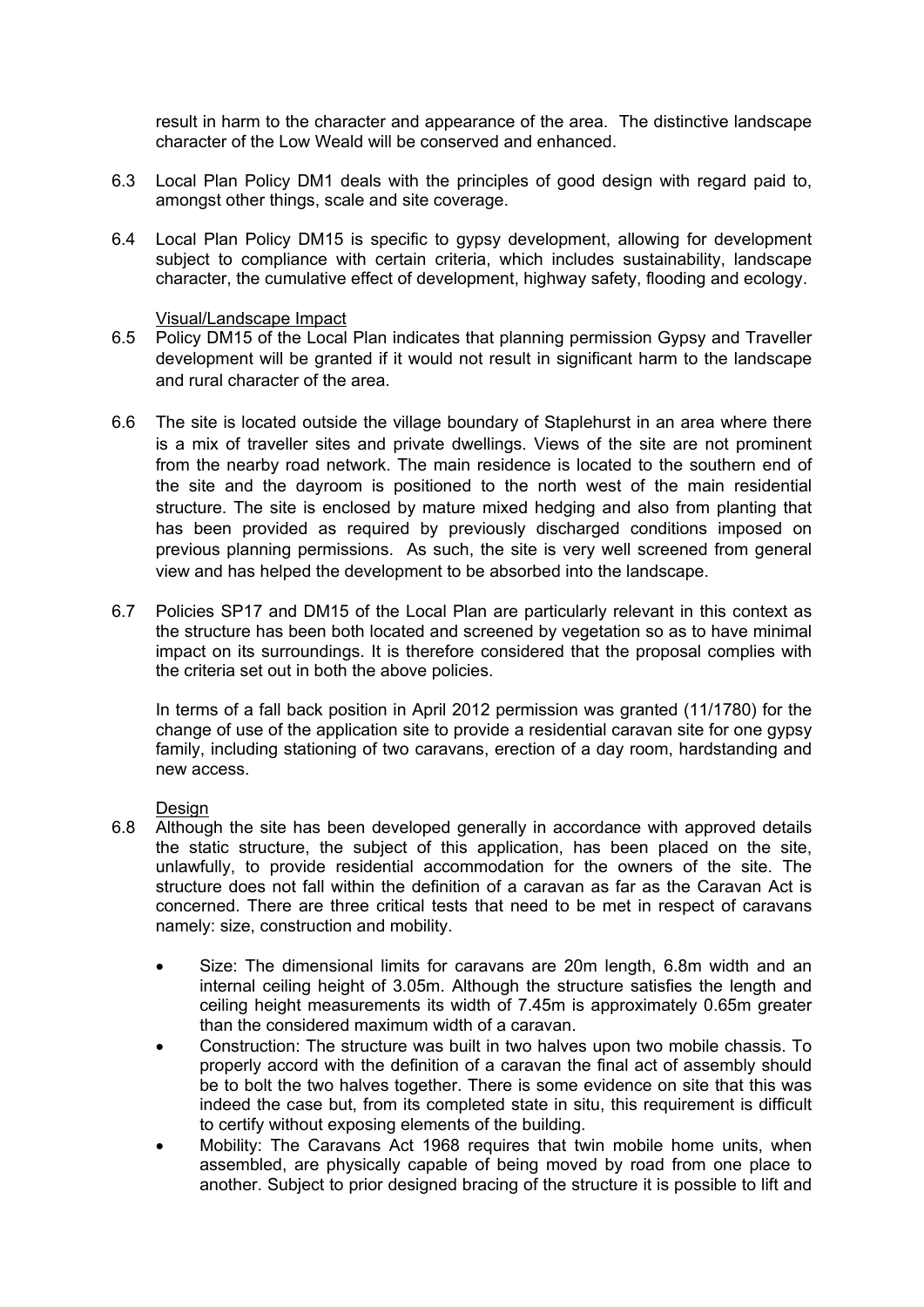result in harm to the character and appearance of the area. The distinctive landscape character of the Low Weald will be conserved and enhanced.

6.3 Local Plan Policy DM1 deals with the principles of good design with regard paid to, amongst other things, scale and site coverage.

6.4 Local Plan Policy DM15 is specific to gypsy development, allowing for development subject to compliance with certain criteria, which includes sustainability, landscape character, the cumulative effect of development, highway safety, flooding and ecology.

<u>Visual/Landscape Impact</u>

6.5 Policy DM15 of the Local Plan indicates that planning permission Gypsy and Traveller development will be granted if it would not result in significant harm to the landscape and rural character of the area.

6.6 The site is located outside the village boundary of Staplehurst in an area where there is a mix of traveller sites and private dwellings. Views of the site are not prominent from the nearby road network. The main residence is located to the southern end of the site and the dayroom is positioned to the north west of the main residential structure. The site is enclosed by mature mixed hedging and also from planting that has been provided as required by previously discharged conditions imposed on previous planning permissions. As such, the site is very well screened from general view and has helped the development to be absorbed into the landscape.

6.7 Policies SP17 and DM15 of the Local Plan are particularly relevant in this context as the structure has been both located and screened by vegetation so as to have minimal impact on its surroundings. It is therefore considered that the proposal complies with the criteria set out in both the above policies.

In terms of a fall back position in April 2012 permission was granted (11/1780) for the change of use of the application site to provide a residential caravan site for one gypsy family, including stationing of two caravans, erection of a day room, hardstanding and new access.

<u>Design</u>

6.8 Although the site has been developed generally in accordance with approved details the static structure, the subject of this application, has been placed on the site, unlawfully, to provide residential accommodation for the owners of the site. The structure does not fall within the definition of a caravan as far as the Caravan Act is concerned. There are three critical tests that need to be met in respect of caravans namely: size, construction and mobility.

- Size: The dimensional limits for caravans are 20m length, 6.8m width and an internal ceiling height of 3.05m. Although the structure satisfies the length and ceiling height measurements its width of 7.45m is approximately 0.65m greater than the considered maximum width of a caravan.
- Construction: The structure was built in two halves upon two mobile chassis. To properly accord with the definition of a caravan the final act of assembly should be to bolt the two halves together. There is some evidence on site that this was indeed the case but, from its completed state in situ, this requirement is difficult to certify without exposing elements of the building.
- Mobility: The Caravans Act 1968 requires that twin mobile home units, when assembled, are physically capable of being moved by road from one place to another. Subject to prior designed bracing of the structure it is possible to lift and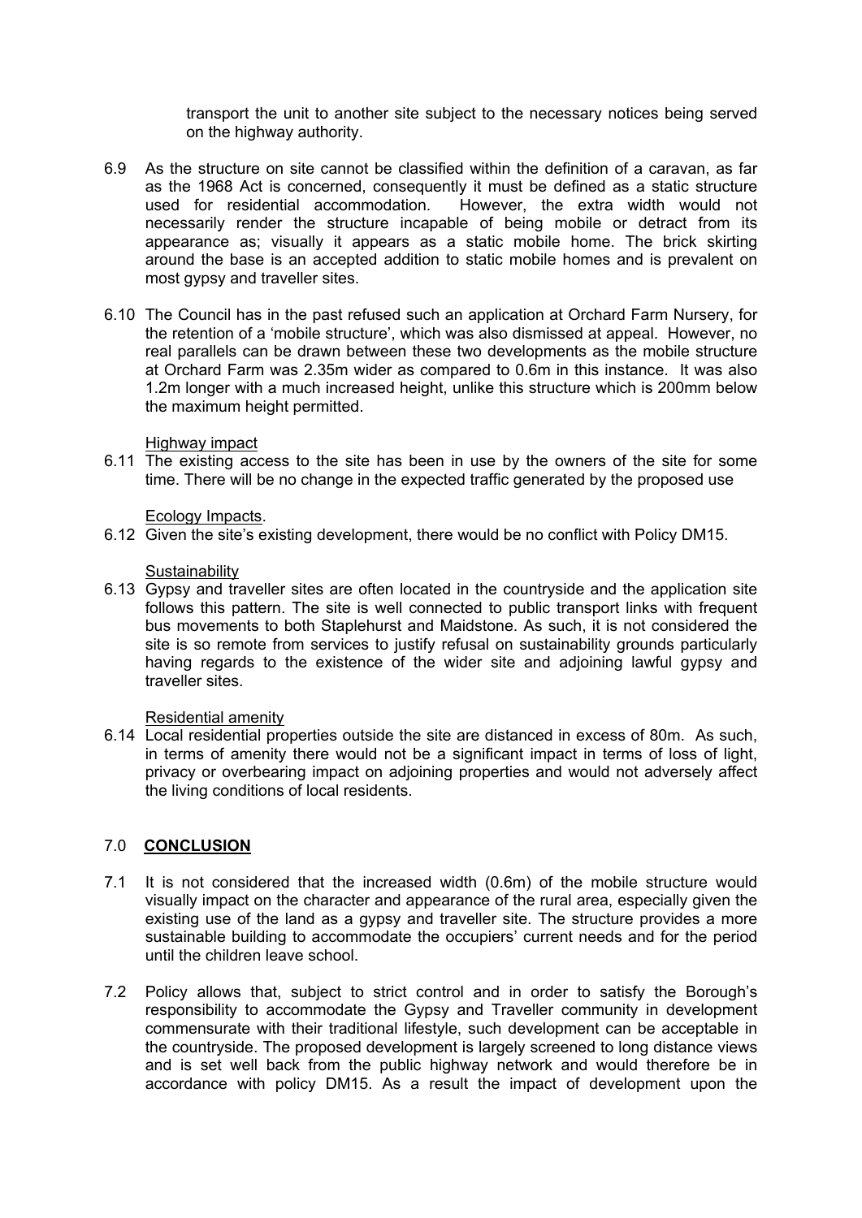transport the unit to another site subject to the necessary notices being served on the highway authority.

6.9 As the structure on site cannot be classified within the definition of a caravan, as far as the 1968 Act is concerned, consequently it must be defined as a static structure used for residential accommodation. However, the extra width would not necessarily render the structure incapable of being mobile or detract from its appearance as; visually it appears as a static mobile home. The brick skirting around the base is an accepted addition to static mobile homes and is prevalent on most gypsy and traveller sites.

6.10 The Council has in the past refused such an application at Orchard Farm Nursery, for the retention of a 'mobile structure', which was also dismissed at appeal. However, no real parallels can be drawn between these two developments as the mobile structure at Orchard Farm was 2.35m wider as compared to 0.6m in this instance. It was also 1.2m longer with a much increased height, unlike this structure which is 200mm below the maximum height permitted.

Highway impact

6.11 The existing access to the site has been in use by the owners of the site for some time. There will be no change in the expected traffic generated by the proposed use

Ecology Impacts.

6.12 Given the site's existing development, there would be no conflict with Policy DM15.

Sustainability

6.13 Gypsy and traveller sites are often located in the countryside and the application site follows this pattern. The site is well connected to public transport links with frequent bus movements to both Staplehurst and Maidstone. As such, it is not considered the site is so remote from services to justify refusal on sustainability grounds particularly having regards to the existence of the wider site and adjoining lawful gypsy and traveller sites.

Residential amenity

6.14 Local residential properties outside the site are distanced in excess of 80m. As such, in terms of amenity there would not be a significant impact in terms of loss of light, privacy or overbearing impact on adjoining properties and would not adversely affect the living conditions of local residents.

## 7.0 CONCLUSION

7.1 It is not considered that the increased width (0.6m) of the mobile structure would visually impact on the character and appearance of the rural area, especially given the existing use of the land as a gypsy and traveller site. The structure provides a more sustainable building to accommodate the occupiers' current needs and for the period until the children leave school.

7.2 Policy allows that, subject to strict control and in order to satisfy the Borough's responsibility to accommodate the Gypsy and Traveller community in development commensurate with their traditional lifestyle, such development can be acceptable in the countryside. The proposed development is largely screened to long distance views and is set well back from the public highway network and would therefore be in accordance with policy DM15. As a result the impact of development upon the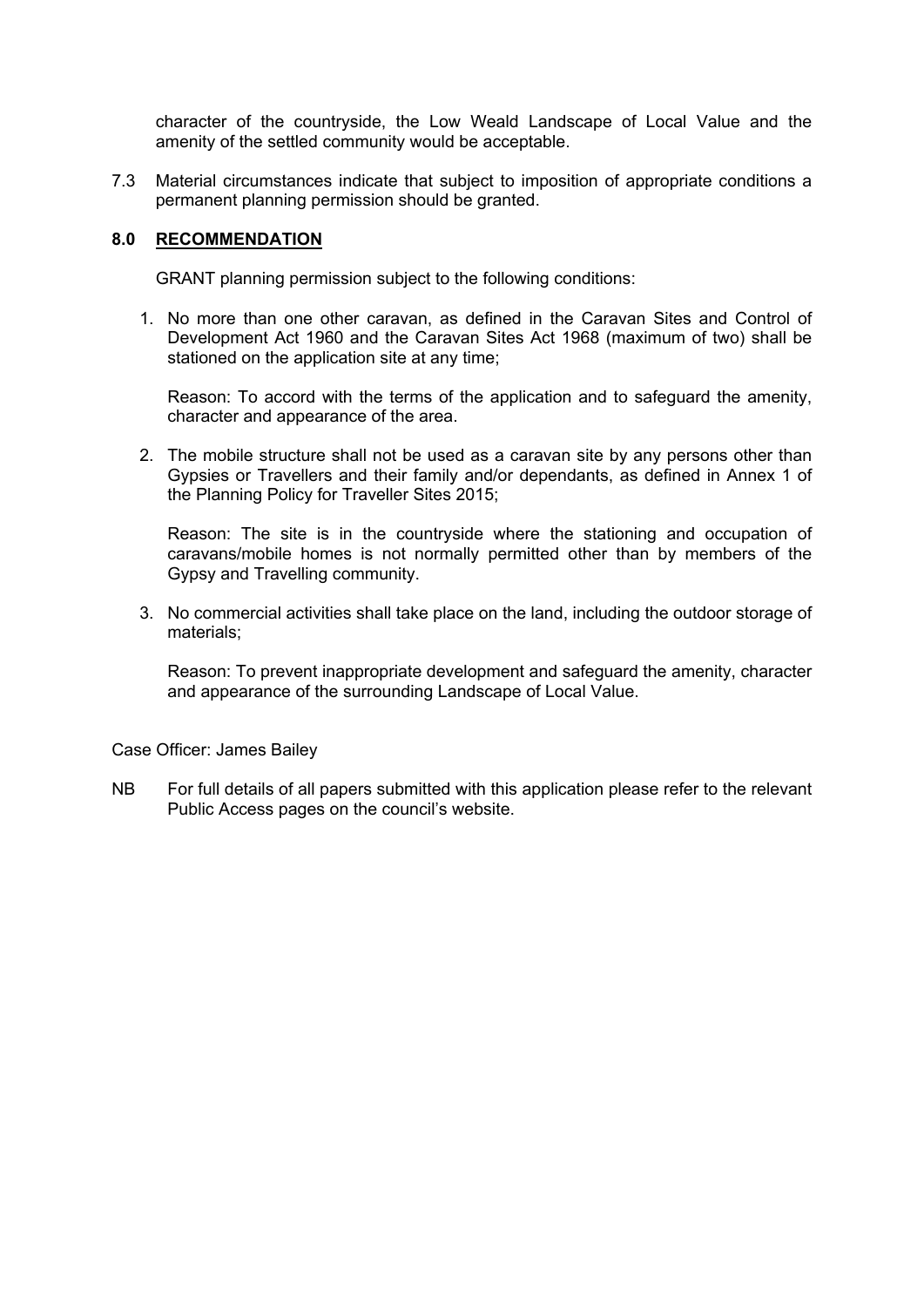character of the countryside, the Low Weald Landscape of Local Value and the amenity of the settled community would be acceptable.

7.3 Material circumstances indicate that subject to imposition of appropriate conditions a permanent planning permission should be granted.

## 8.0 RECOMMENDATION

GRANT planning permission subject to the following conditions:

1. No more than one other caravan, as defined in the Caravan Sites and Control of Development Act 1960 and the Caravan Sites Act 1968 (maximum of two) shall be stationed on the application site at any time;

   Reason: To accord with the terms of the application and to safeguard the amenity, character and appearance of the area.

2. The mobile structure shall not be used as a caravan site by any persons other than Gypsies or Travellers and their family and/or dependants, as defined in Annex 1 of the Planning Policy for Traveller Sites 2015;

   Reason: The site is in the countryside where the stationing and occupation of caravans/mobile homes is not normally permitted other than by members of the Gypsy and Travelling community.

3. No commercial activities shall take place on the land, including the outdoor storage of materials;

   Reason: To prevent inappropriate development and safeguard the amenity, character and appearance of the surrounding Landscape of Local Value.

Case Officer: James Bailey

NB For full details of all papers submitted with this application please refer to the relevant Public Access pages on the council's website.